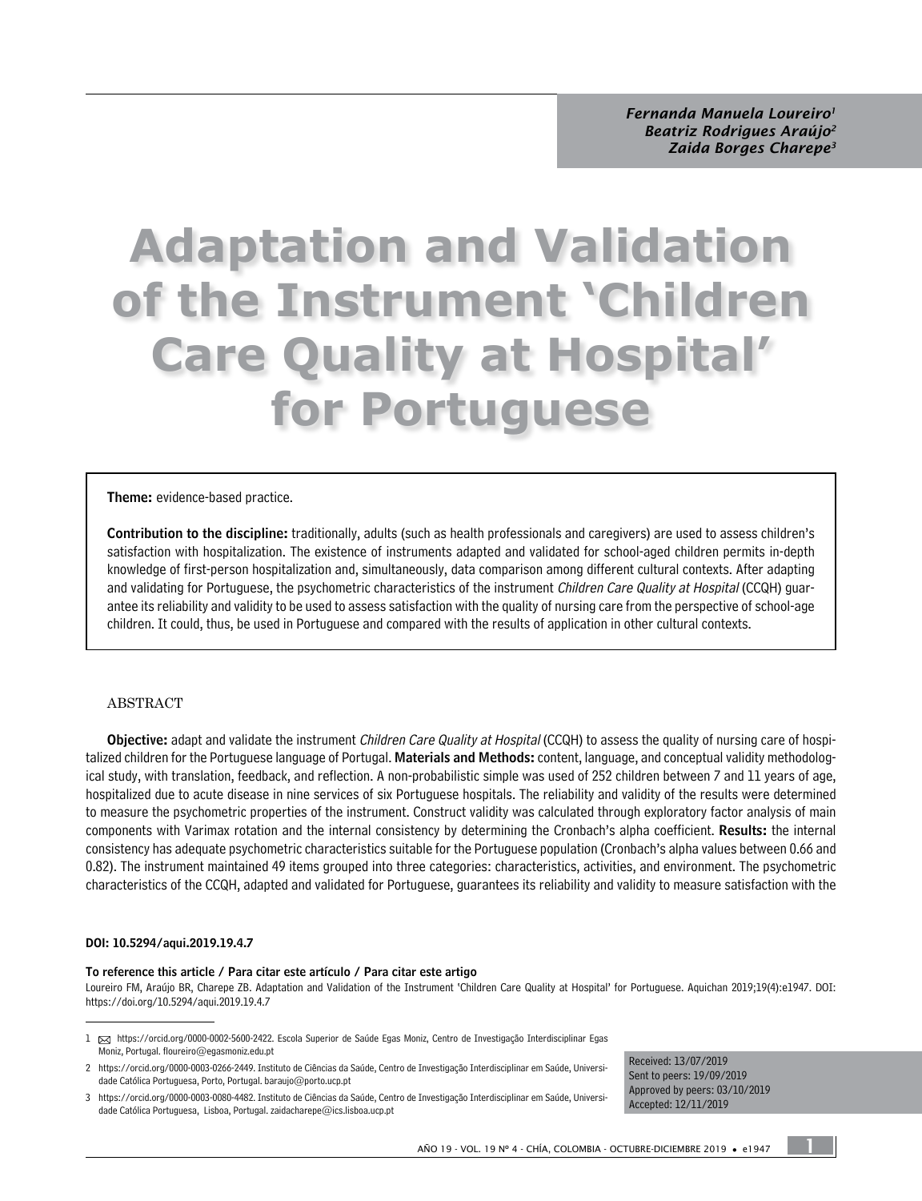*Fernanda Manuela Loureiro*[1]
*Beatriz Rodrigues Araújo*[2]
*Zaida Borges Charepe*[3]

# Adaptation and Validation of the Instrument 'Children Care Quality at Hospital' for Portuguese

**Theme:** evidence-based practice.

**Contribution to the discipline:** traditionally, adults (such as health professionals and caregivers) are used to assess children's satisfaction with hospitalization. The existence of instruments adapted and validated for school-aged children permits in-depth knowledge of first-person hospitalization and, simultaneously, data comparison among different cultural contexts. After adapting and validating for Portuguese, the psychometric characteristics of the instrument *Children Care Quality at Hospital* (CCQH) guarantee its reliability and validity to be used to assess satisfaction with the quality of nursing care from the perspective of school-age children. It could, thus, be used in Portuguese and compared with the results of application in other cultural contexts.

## ABSTRACT

**Objective:** adapt and validate the instrument *Children Care Quality at Hospital* (CCQH) to assess the quality of nursing care of hospitalized children for the Portuguese language of Portugal. **Materials and Methods:** content, language, and conceptual validity methodological study, with translation, feedback, and reflection. A non-probabilistic simple was used of 252 children between 7 and 11 years of age, hospitalized due to acute disease in nine services of six Portuguese hospitals. The reliability and validity of the results were determined to measure the psychometric properties of the instrument. Construct validity was calculated through exploratory factor analysis of main components with Varimax rotation and the internal consistency by determining the Cronbach's alpha coefficient. **Results:** the internal consistency has adequate psychometric characteristics suitable for the Portuguese population (Cronbach's alpha values between 0.66 and 0.82). The instrument maintained 49 items grouped into three categories: characteristics, activities, and environment. The psychometric characteristics of the CCQH, adapted and validated for Portuguese, guarantees its reliability and validity to measure satisfaction with the

**DOI: 10.5294/aqui.2019.19.4.7**

**To reference this article / Para citar este artículo / Para citar este artigo**
Loureiro FM, Araújo BR, Charepe ZB. Adaptation and Validation of the Instrument 'Children Care Quality at Hospital' for Portuguese. Aquichan 2019;19(4):e1947. DOI: https://doi.org/10.5294/aqui.2019.19.4.7

[1] https://orcid.org/0000-0002-5600-2422. Escola Superior de Saúde Egas Moniz, Centro de Investigação Interdisciplinar Egas Moniz, Portugal. floureiro@egasmoniz.edu.pt

[2] https://orcid.org/0000-0003-0266-2449. Instituto de Ciências da Saúde, Centro de Investigação Interdisciplinar em Saúde, Universidade Católica Portuguesa, Porto, Portugal. baraujo@porto.ucp.pt

[3] https://orcid.org/0000-0003-0080-4482. Instituto de Ciências da Saúde, Centro de Investigação Interdisciplinar em Saúde, Universidade Católica Portuguesa, Lisboa, Portugal. zaidacharepe@ics.lisboa.ucp.pt

Received: 13/07/2019
Sent to peers: 19/09/2019
Approved by peers: 03/10/2019
Accepted: 12/11/2019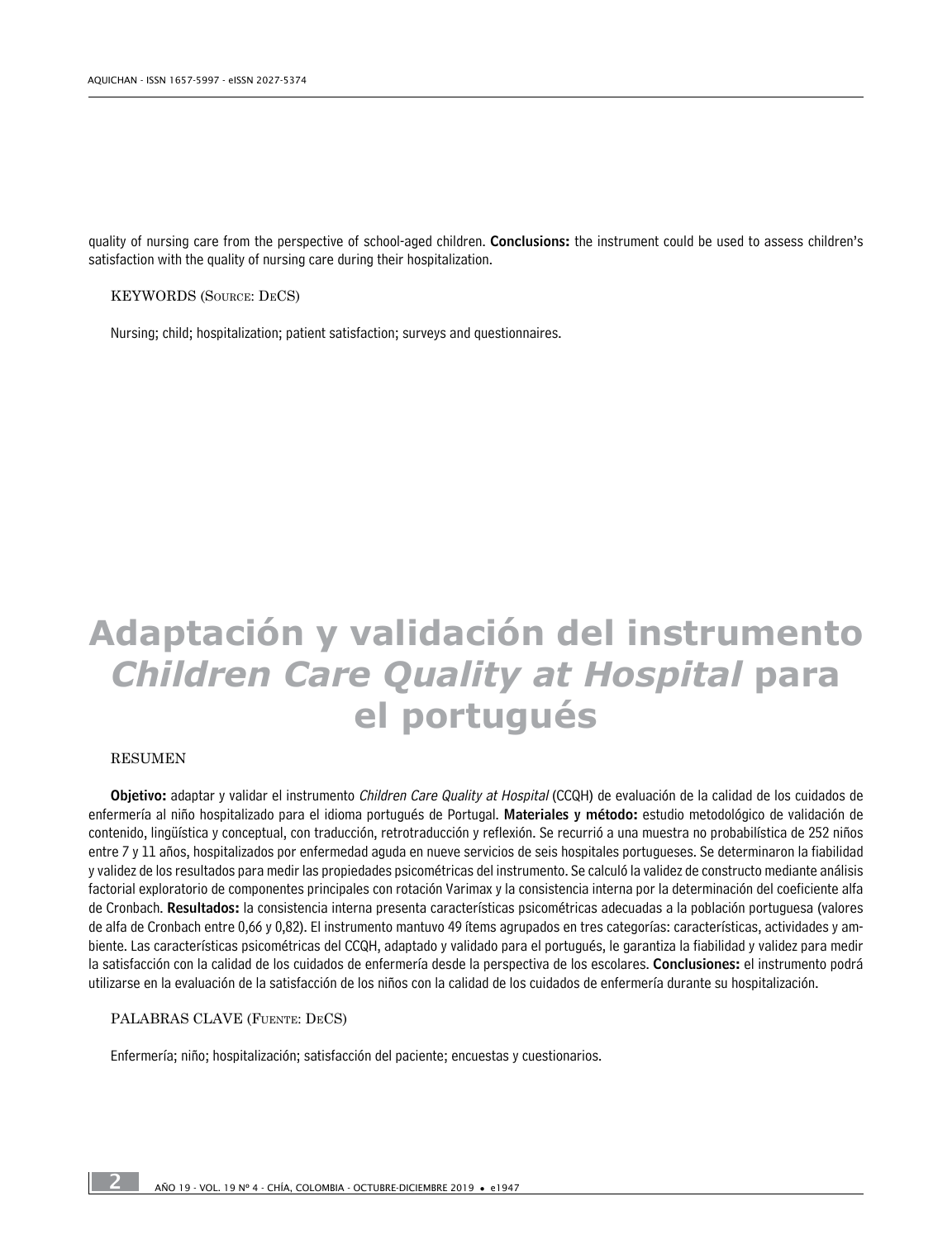quality of nursing care from the perspective of school-aged children. **Conclusions:** the instrument could be used to assess children's satisfaction with the quality of nursing care during their hospitalization.

KEYWORDS (Source: DeCS)

Nursing; child; hospitalization; patient satisfaction; surveys and questionnaires.

# Adaptación y validación del instrumento *Children Care Quality at Hospital* para el portugués

RESUMEN

**Objetivo:** adaptar y validar el instrumento *Children Care Quality at Hospital* (CCQH) de evaluación de la calidad de los cuidados de enfermería al niño hospitalizado para el idioma portugués de Portugal. **Materiales y método:** estudio metodológico de validación de contenido, lingüística y conceptual, con traducción, retrotraducción y reflexión. Se recurrió a una muestra no probabilística de 252 niños entre 7 y 11 años, hospitalizados por enfermedad aguda en nueve servicios de seis hospitales portugueses. Se determinaron la fiabilidad y validez de los resultados para medir las propiedades psicométricas del instrumento. Se calculó la validez de constructo mediante análisis factorial exploratorio de componentes principales con rotación Varimax y la consistencia interna por la determinación del coeficiente alfa de Cronbach. **Resultados:** la consistencia interna presenta características psicométricas adecuadas a la población portuguesa (valores de alfa de Cronbach entre 0,66 y 0,82). El instrumento mantuvo 49 ítems agrupados en tres categorías: características, actividades y ambiente. Las características psicométricas del CCQH, adaptado y validado para el portugués, le garantiza la fiabilidad y validez para medir la satisfacción con la calidad de los cuidados de enfermería desde la perspectiva de los escolares. **Conclusiones:** el instrumento podrá utilizarse en la evaluación de la satisfacción de los niños con la calidad de los cuidados de enfermería durante su hospitalización.

PALABRAS CLAVE (Fuente: DeCS)

Enfermería; niño; hospitalización; satisfacción del paciente; encuestas y cuestionarios.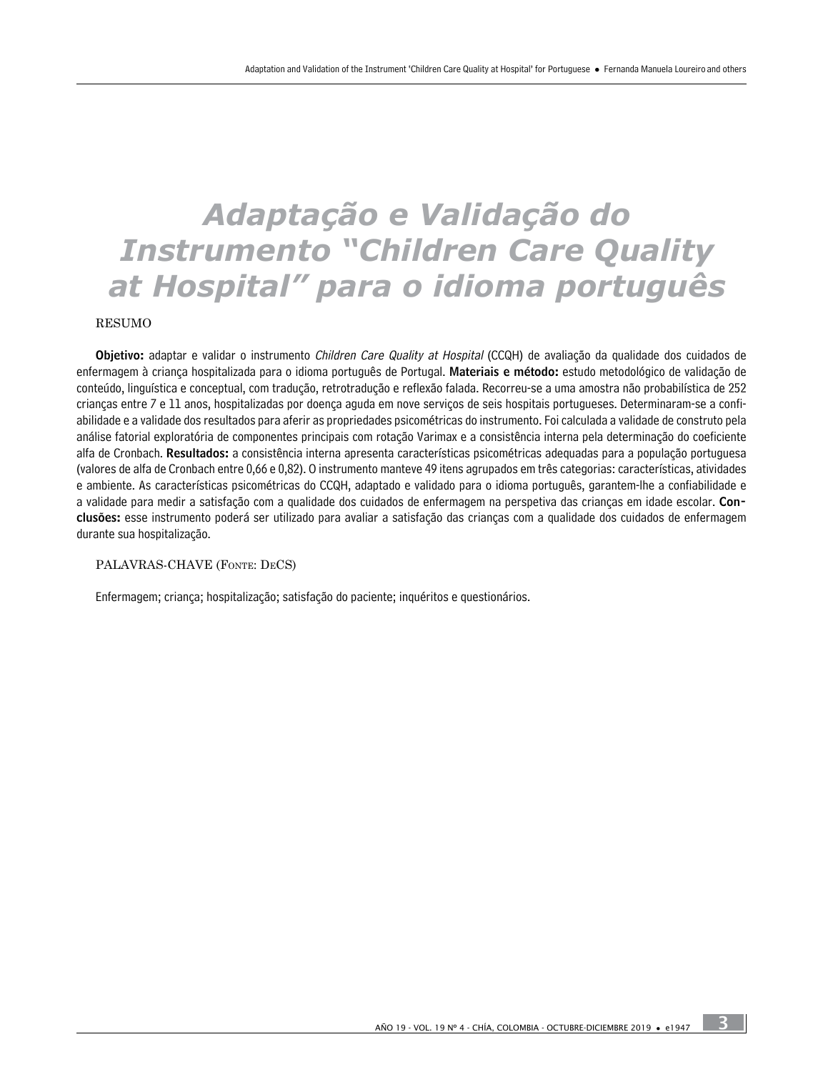# Adaptação e Validação do Instrumento "Children Care Quality at Hospital" para o idioma português

RESUMO

**Objetivo:** adaptar e validar o instrumento *Children Care Quality at Hospital* (CCQH) de avaliação da qualidade dos cuidados de enfermagem à criança hospitalizada para o idioma português de Portugal. **Materiais e método:** estudo metodológico de validação de conteúdo, linguística e conceptual, com tradução, retrotradução e reflexão falada. Recorreu-se a uma amostra não probabilística de 252 crianças entre 7 e 11 anos, hospitalizadas por doença aguda em nove serviços de seis hospitais portugueses. Determinaram-se a confiabilidade e a validade dos resultados para aferir as propriedades psicométricas do instrumento. Foi calculada a validade de construto pela análise fatorial exploratória de componentes principais com rotação Varimax e a consistência interna pela determinação do coeficiente alfa de Cronbach. **Resultados:** a consistência interna apresenta características psicométricas adequadas para a população portuguesa (valores de alfa de Cronbach entre 0,66 e 0,82). O instrumento manteve 49 itens agrupados em três categorias: características, atividades e ambiente. As características psicométricas do CCQH, adaptado e validado para o idioma português, garantem-lhe a confiabilidade e a validade para medir a satisfação com a qualidade dos cuidados de enfermagem na perspetiva das crianças em idade escolar. **Conclusões:** esse instrumento poderá ser utilizado para avaliar a satisfação das crianças com a qualidade dos cuidados de enfermagem durante sua hospitalização.

PALAVRAS-CHAVE (FONTE: DECS)

Enfermagem; criança; hospitalização; satisfação do paciente; inquéritos e questionários.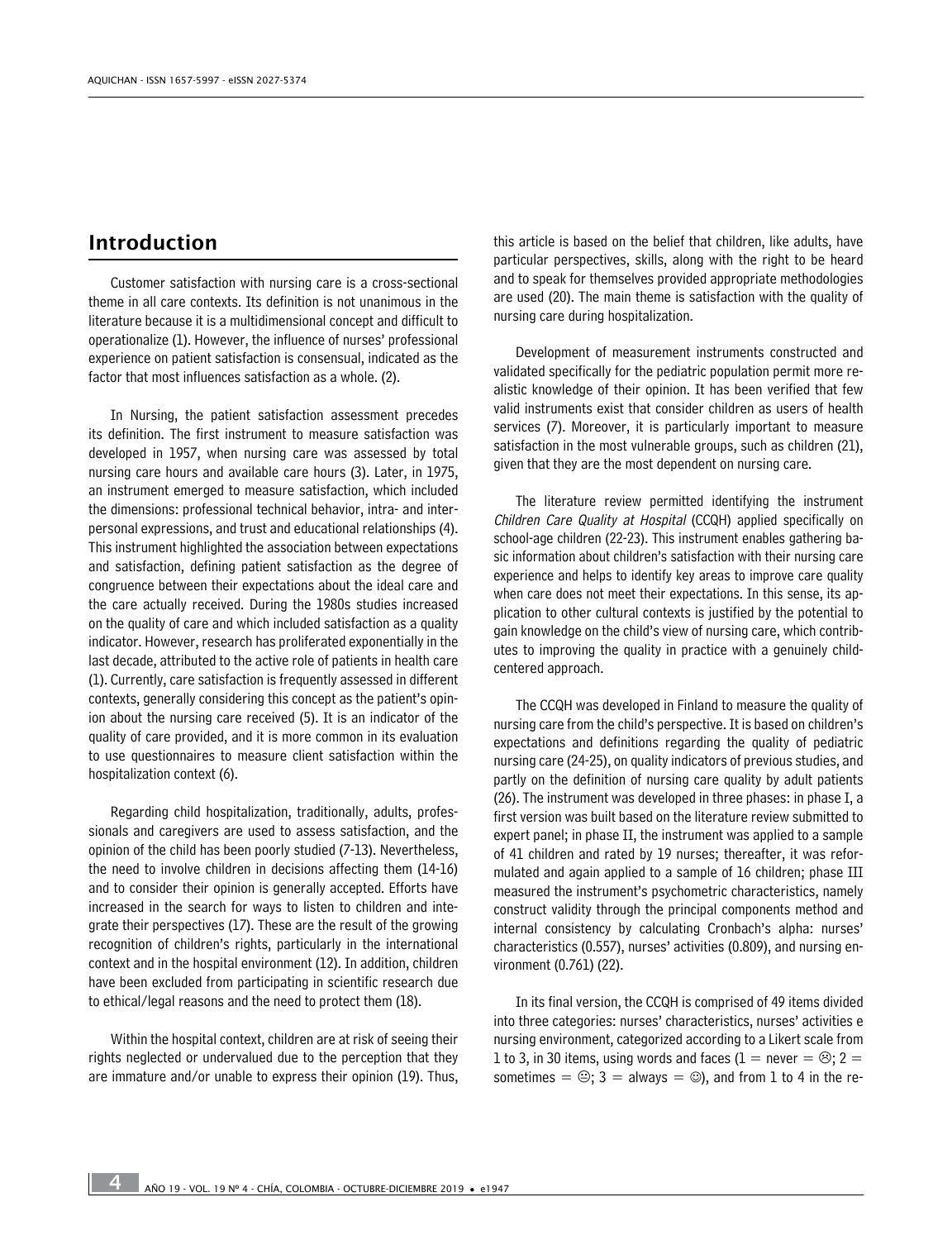## Introduction

Customer satisfaction with nursing care is a cross-sectional theme in all care contexts. Its definition is not unanimous in the literature because it is a multidimensional concept and difficult to operationalize (1). However, the influence of nurses' professional experience on patient satisfaction is consensual, indicated as the factor that most influences satisfaction as a whole. (2).

In Nursing, the patient satisfaction assessment precedes its definition. The first instrument to measure satisfaction was developed in 1957, when nursing care was assessed by total nursing care hours and available care hours (3). Later, in 1975, an instrument emerged to measure satisfaction, which included the dimensions: professional technical behavior, intra- and interpersonal expressions, and trust and educational relationships (4). This instrument highlighted the association between expectations and satisfaction, defining patient satisfaction as the degree of congruence between their expectations about the ideal care and the care actually received. During the 1980s studies increased on the quality of care and which included satisfaction as a quality indicator. However, research has proliferated exponentially in the last decade, attributed to the active role of patients in health care (1). Currently, care satisfaction is frequently assessed in different contexts, generally considering this concept as the patient's opinion about the nursing care received (5). It is an indicator of the quality of care provided, and it is more common in its evaluation to use questionnaires to measure client satisfaction within the hospitalization context (6).

Regarding child hospitalization, traditionally, adults, professionals and caregivers are used to assess satisfaction, and the opinion of the child has been poorly studied (7-13). Nevertheless, the need to involve children in decisions affecting them (14-16) and to consider their opinion is generally accepted. Efforts have increased in the search for ways to listen to children and integrate their perspectives (17). These are the result of the growing recognition of children's rights, particularly in the international context and in the hospital environment (12). In addition, children have been excluded from participating in scientific research due to ethical/legal reasons and the need to protect them (18).

Within the hospital context, children are at risk of seeing their rights neglected or undervalued due to the perception that they are immature and/or unable to express their opinion (19). Thus, this article is based on the belief that children, like adults, have particular perspectives, skills, along with the right to be heard and to speak for themselves provided appropriate methodologies are used (20). The main theme is satisfaction with the quality of nursing care during hospitalization.

Development of measurement instruments constructed and validated specifically for the pediatric population permit more realistic knowledge of their opinion. It has been verified that few valid instruments exist that consider children as users of health services (7). Moreover, it is particularly important to measure satisfaction in the most vulnerable groups, such as children (21), given that they are the most dependent on nursing care.

The literature review permitted identifying the instrument *Children Care Quality at Hospital* (CCQH) applied specifically on school-age children (22-23). This instrument enables gathering basic information about children's satisfaction with their nursing care experience and helps to identify key areas to improve care quality when care does not meet their expectations. In this sense, its application to other cultural contexts is justified by the potential to gain knowledge on the child's view of nursing care, which contributes to improving the quality in practice with a genuinely child-centered approach.

The CCQH was developed in Finland to measure the quality of nursing care from the child's perspective. It is based on children's expectations and definitions regarding the quality of pediatric nursing care (24-25), on quality indicators of previous studies, and partly on the definition of nursing care quality by adult patients (26). The instrument was developed in three phases: in phase I, a first version was built based on the literature review submitted to expert panel; in phase II, the instrument was applied to a sample of 41 children and rated by 19 nurses; thereafter, it was reformulated and again applied to a sample of 16 children; phase III measured the instrument's psychometric characteristics, namely construct validity through the principal components method and internal consistency by calculating Cronbach's alpha: nurses' characteristics (0.557), nurses' activities (0.809), and nursing environment (0.761) (22).

In its final version, the CCQH is comprised of 49 items divided into three categories: nurses' characteristics, nurses' activities e nursing environment, categorized according to a Likert scale from 1 to 3, in 30 items, using words and faces (1 = never = ☹; 2 = sometimes = 😐; 3 = always = ☺), and from 1 to 4 in the re-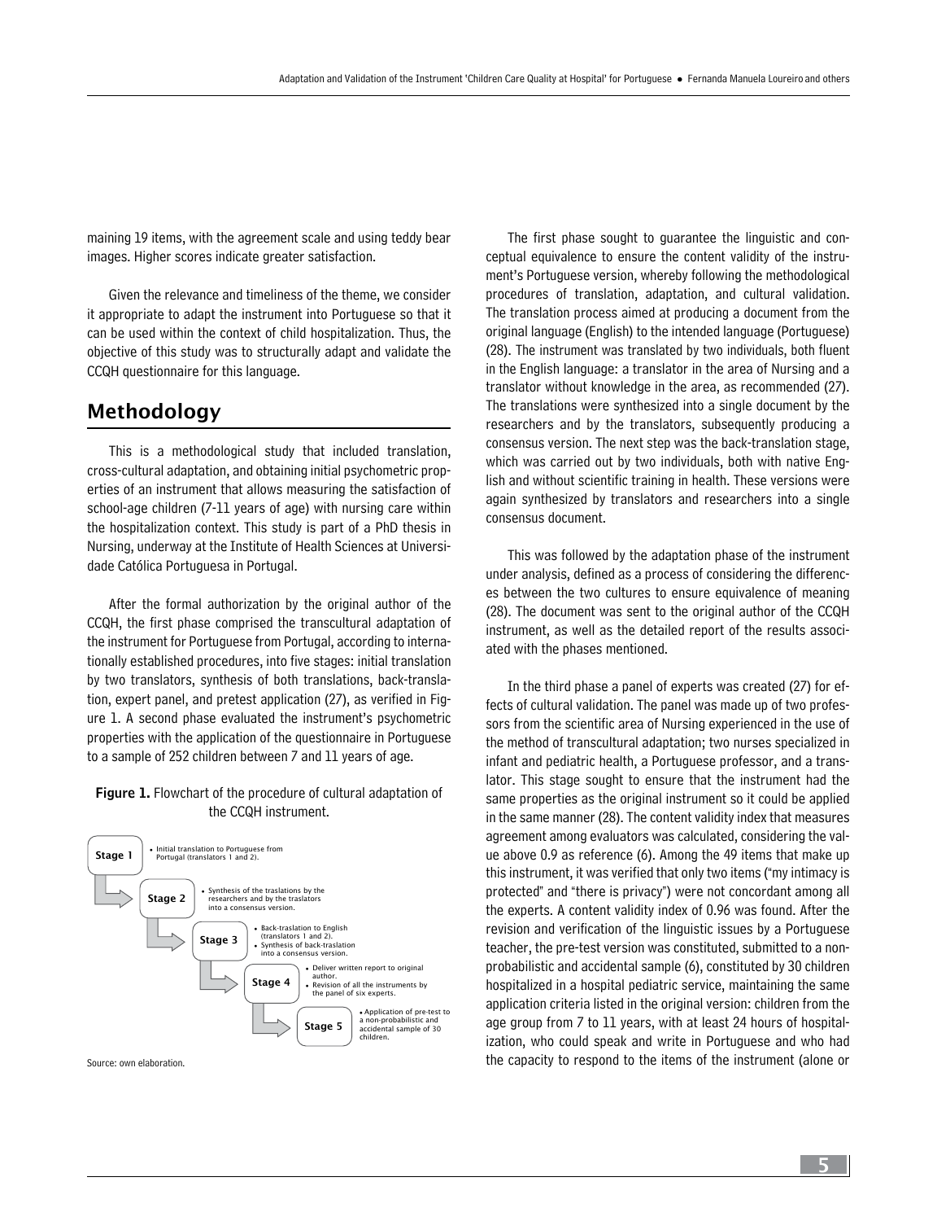maining 19 items, with the agreement scale and using teddy bear images. Higher scores indicate greater satisfaction.

Given the relevance and timeliness of the theme, we consider it appropriate to adapt the instrument into Portuguese so that it can be used within the context of child hospitalization. Thus, the objective of this study was to structurally adapt and validate the CCQH questionnaire for this language.

## Methodology

This is a methodological study that included translation, cross-cultural adaptation, and obtaining initial psychometric properties of an instrument that allows measuring the satisfaction of school-age children (7-11 years of age) with nursing care within the hospitalization context. This study is part of a PhD thesis in Nursing, underway at the Institute of Health Sciences at Universidade Católica Portuguesa in Portugal.

After the formal authorization by the original author of the CCQH, the first phase comprised the transcultural adaptation of the instrument for Portuguese from Portugal, according to internationally established procedures, into five stages: initial translation by two translators, synthesis of both translations, back-translation, expert panel, and pretest application (27), as verified in Figure 1. A second phase evaluated the instrument's psychometric properties with the application of the questionnaire in Portuguese to a sample of 252 children between 7 and 11 years of age.

**Figure 1.** Flowchart of the procedure of cultural adaptation of the CCQH instrument.

- **Stage 1**
  - Initial translation to Portuguese from Portugal (translators 1 and 2).
- **Stage 2**
  - Synthesis of the traslations by the researchers and by the traslators into a consensus version.
- **Stage 3**
  - Back-traslation to English (translators 1 and 2).
  - Synthesis of back-traslation into a consensus version.
- **Stage 4**
  - Deliver written report to original author.
  - Revision of all the instruments by the panel of six experts.
- **Stage 5**
  - Application of pre-test to a non-probabilistic and accidental sample of 30 children.

Source: own elaboration.

The first phase sought to guarantee the linguistic and conceptual equivalence to ensure the content validity of the instrument's Portuguese version, whereby following the methodological procedures of translation, adaptation, and cultural validation. The translation process aimed at producing a document from the original language (English) to the intended language (Portuguese) (28). The instrument was translated by two individuals, both fluent in the English language: a translator in the area of Nursing and a translator without knowledge in the area, as recommended (27). The translations were synthesized into a single document by the researchers and by the translators, subsequently producing a consensus version. The next step was the back-translation stage, which was carried out by two individuals, both with native English and without scientific training in health. These versions were again synthesized by translators and researchers into a single consensus document.

This was followed by the adaptation phase of the instrument under analysis, defined as a process of considering the differences between the two cultures to ensure equivalence of meaning (28). The document was sent to the original author of the CCQH instrument, as well as the detailed report of the results associated with the phases mentioned.

In the third phase a panel of experts was created (27) for effects of cultural validation. The panel was made up of two professors from the scientific area of Nursing experienced in the use of the method of transcultural adaptation; two nurses specialized in infant and pediatric health, a Portuguese professor, and a translator. This stage sought to ensure that the instrument had the same properties as the original instrument so it could be applied in the same manner (28). The content validity index that measures agreement among evaluators was calculated, considering the value above 0.9 as reference (6). Among the 49 items that make up this instrument, it was verified that only two items ("my intimacy is protected" and "there is privacy") were not concordant among all the experts. A content validity index of 0.96 was found. After the revision and verification of the linguistic issues by a Portuguese teacher, the pre-test version was constituted, submitted to a non-probabilistic and accidental sample (6), constituted by 30 children hospitalized in a hospital pediatric service, maintaining the same application criteria listed in the original version: children from the age group from 7 to 11 years, with at least 24 hours of hospitalization, who could speak and write in Portuguese and who had the capacity to respond to the items of the instrument (alone or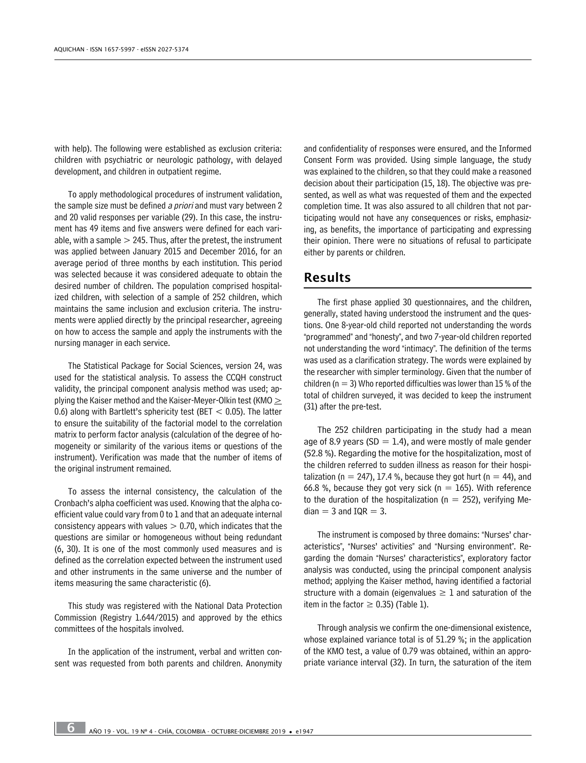with help). The following were established as exclusion criteria: children with psychiatric or neurologic pathology, with delayed development, and children in outpatient regime.

To apply methodological procedures of instrument validation, the sample size must be defined *a priori* and must vary between 2 and 20 valid responses per variable (29). In this case, the instrument has 49 items and five answers were defined for each variable, with a sample $> 245$. Thus, after the pretest, the instrument was applied between January 2015 and December 2016, for an average period of three months by each institution. This period was selected because it was considered adequate to obtain the desired number of children. The population comprised hospitalized children, with selection of a sample of 252 children, which maintains the same inclusion and exclusion criteria. The instruments were applied directly by the principal researcher, agreeing on how to access the sample and apply the instruments with the nursing manager in each service.

The Statistical Package for Social Sciences, version 24, was used for the statistical analysis. To assess the CCQH construct validity, the principal component analysis method was used; applying the Kaiser method and the Kaiser-Meyer-Olkin test (KMO $\geq$ 0.6) along with Bartlett's sphericity test (BET $< 0.05$). The latter to ensure the suitability of the factorial model to the correlation matrix to perform factor analysis (calculation of the degree of homogeneity or similarity of the various items or questions of the instrument). Verification was made that the number of items of the original instrument remained.

To assess the internal consistency, the calculation of the Cronbach's alpha coefficient was used. Knowing that the alpha coefficient value could vary from 0 to 1 and that an adequate internal consistency appears with values $> 0.70$, which indicates that the questions are similar or homogeneous without being redundant (6, 30). It is one of the most commonly used measures and is defined as the correlation expected between the instrument used and other instruments in the same universe and the number of items measuring the same characteristic (6).

This study was registered with the National Data Protection Commission (Registry 1.644/2015) and approved by the ethics committees of the hospitals involved.

In the application of the instrument, verbal and written consent was requested from both parents and children. Anonymity and confidentiality of responses were ensured, and the Informed Consent Form was provided. Using simple language, the study was explained to the children, so that they could make a reasoned decision about their participation (15, 18). The objective was presented, as well as what was requested of them and the expected completion time. It was also assured to all children that not participating would not have any consequences or risks, emphasizing, as benefits, the importance of participating and expressing their opinion. There were no situations of refusal to participate either by parents or children.

## Results

The first phase applied 30 questionnaires, and the children, generally, stated having understood the instrument and the questions. One 8-year-old child reported not understanding the words "programmed" and "honesty", and two 7-year-old children reported not understanding the word "intimacy". The definition of the terms was used as a clarification strategy. The words were explained by the researcher with simpler terminology. Given that the number of children ($n = 3$) Who reported difficulties was lower than 15 % of the total of children surveyed, it was decided to keep the instrument (31) after the pre-test.

The 252 children participating in the study had a mean age of 8.9 years (SD $= 1.4$), and were mostly of male gender (52.8 %). Regarding the motive for the hospitalization, most of the children referred to sudden illness as reason for their hospitalization ($n = 247$), 17.4 %, because they got hurt ($n = 44$), and 66.8 %, because they got very sick ($n = 165$). With reference to the duration of the hospitalization ($n = 252$), verifying Median $= 3$ and IQR $= 3$.

The instrument is composed by three domains: "Nurses' characteristics", "Nurses' activities" and "Nursing environment". Regarding the domain "Nurses' characteristics", exploratory factor analysis was conducted, using the principal component analysis method; applying the Kaiser method, having identified a factorial structure with a domain (eigenvalues $\geq 1$ and saturation of the item in the factor $\geq 0.35$) (Table 1).

Through analysis we confirm the one-dimensional existence, whose explained variance total is of 51.29 %; in the application of the KMO test, a value of 0.79 was obtained, within an appropriate variance interval (32). In turn, the saturation of the item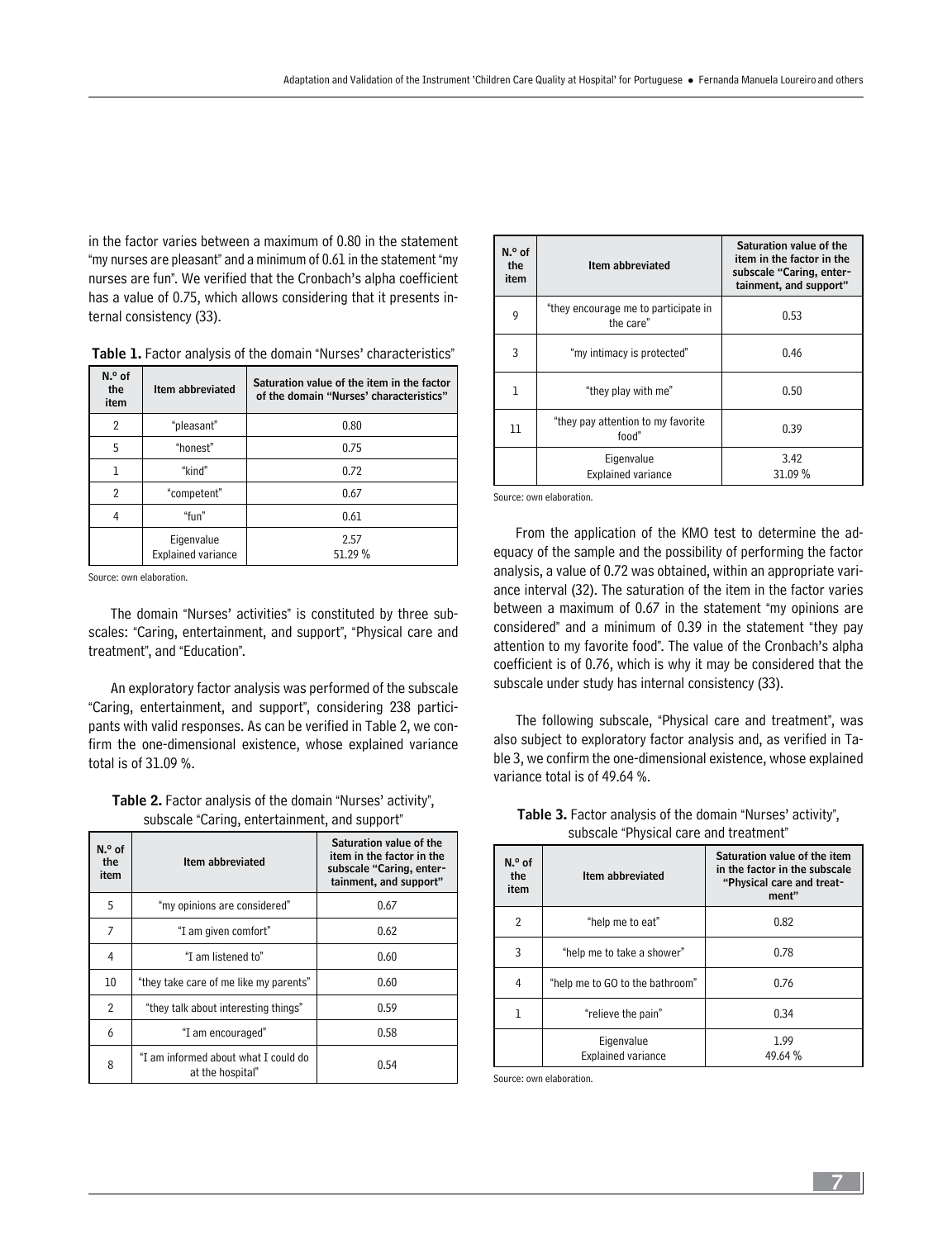in the factor varies between a maximum of 0.80 in the statement "my nurses are pleasant" and a minimum of 0.61 in the statement "my nurses are fun". We verified that the Cronbach's alpha coefficient has a value of 0.75, which allows considering that it presents internal consistency (33).

**Table 1.** Factor analysis of the domain "Nurses' characteristics"

| N.º of the item | Item abbreviated | Saturation value of the item in the factor of the domain "Nurses' characteristics" |
|---|---|---|
| 2 | "pleasant" | 0.80 |
| 5 | "honest" | 0.75 |
| 1 | "kind" | 0.72 |
| 2 | "competent" | 0.67 |
| 4 | "fun" | 0.61 |
| | Eigenvalue<br>Explained variance | 2.57<br>51.29 % |

Source: own elaboration.

The domain "Nurses' activities" is constituted by three subscales: "Caring, entertainment, and support", "Physical care and treatment", and "Education".

An exploratory factor analysis was performed of the subscale "Caring, entertainment, and support", considering 238 participants with valid responses. As can be verified in Table 2, we confirm the one-dimensional existence, whose explained variance total is of 31.09 %.

**Table 2.** Factor analysis of the domain "Nurses' activity", subscale "Caring, entertainment, and support"

| N.º of the item | Item abbreviated | Saturation value of the item in the factor in the subscale "Caring, entertainment, and support" |
|---|---|---|
| 5 | "my opinions are considered" | 0.67 |
| 7 | "I am given comfort" | 0.62 |
| 4 | "I am listened to" | 0.60 |
| 10 | "they take care of me like my parents" | 0.60 |
| 2 | "they talk about interesting things" | 0.59 |
| 6 | "I am encouraged" | 0.58 |
| 8 | "I am informed about what I could do at the hospital" | 0.54 |
| 9 | "they encourage me to participate in the care" | 0.53 |
| 3 | "my intimacy is protected" | 0.46 |
| 1 | "they play with me" | 0.50 |
| 11 | "they pay attention to my favorite food" | 0.39 |
| | Eigenvalue<br>Explained variance | 3.42<br>31.09 % |

Source: own elaboration.

From the application of the KMO test to determine the adequacy of the sample and the possibility of performing the factor analysis, a value of 0.72 was obtained, within an appropriate variance interval (32). The saturation of the item in the factor varies between a maximum of 0.67 in the statement "my opinions are considered" and a minimum of 0.39 in the statement "they pay attention to my favorite food". The value of the Cronbach's alpha coefficient is of 0.76, which is why it may be considered that the subscale under study has internal consistency (33).

The following subscale, "Physical care and treatment", was also subject to exploratory factor analysis and, as verified in Table 3, we confirm the one-dimensional existence, whose explained variance total is of 49.64 %.

**Table 3.** Factor analysis of the domain "Nurses' activity", subscale "Physical care and treatment"

| N.º of the item | Item abbreviated | Saturation value of the item in the factor in the subscale "Physical care and treatment" |
|---|---|---|
| 2 | "help me to eat" | 0.82 |
| 3 | "help me to take a shower" | 0.78 |
| 4 | "help me to GO to the bathroom" | 0.76 |
| 1 | "relieve the pain" | 0.34 |
| | Eigenvalue<br>Explained variance | 1.99<br>49.64 % |

Source: own elaboration.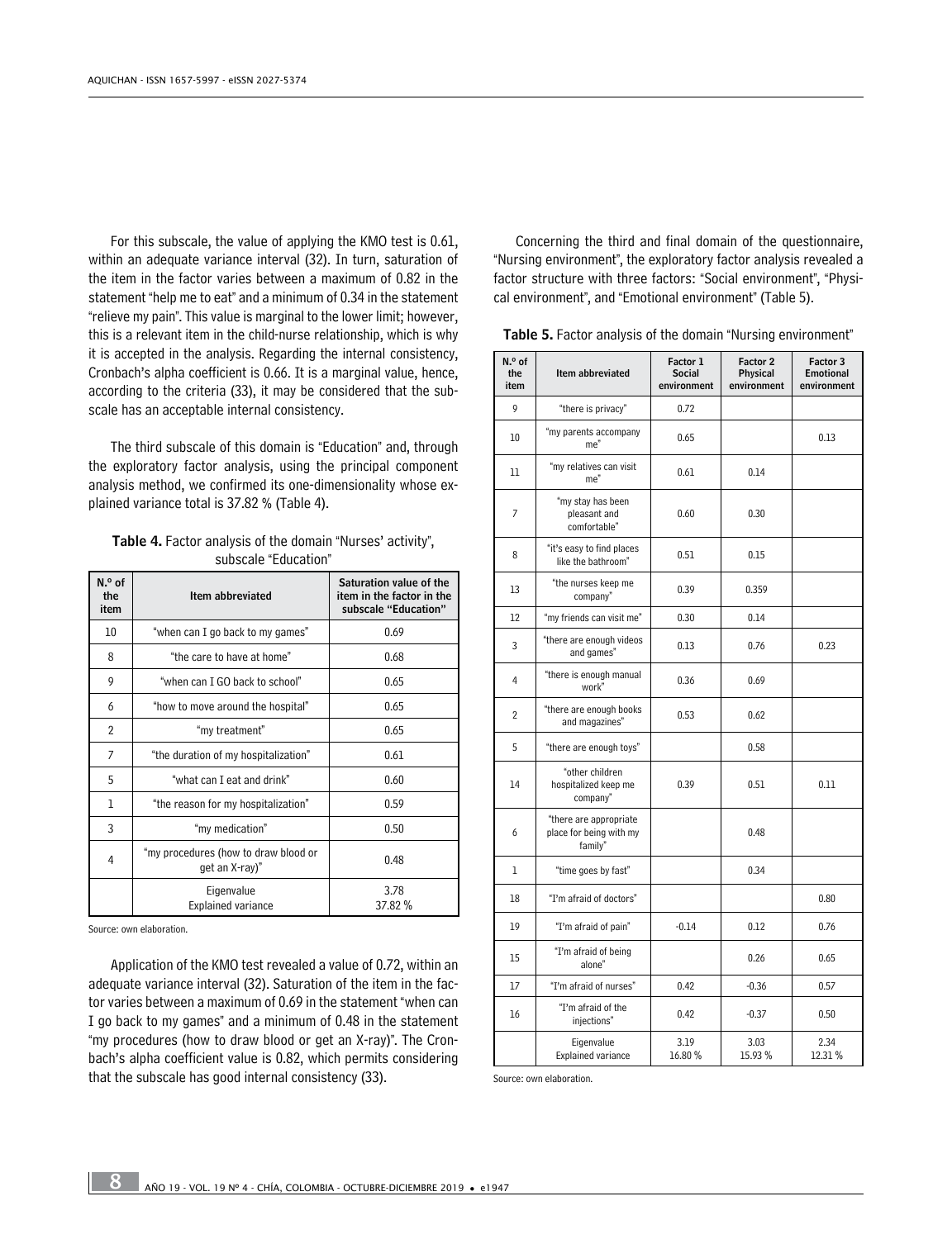For this subscale, the value of applying the KMO test is 0.61, within an adequate variance interval (32). In turn, saturation of the item in the factor varies between a maximum of 0.82 in the statement "help me to eat" and a minimum of 0.34 in the statement "relieve my pain". This value is marginal to the lower limit; however, this is a relevant item in the child-nurse relationship, which is why it is accepted in the analysis. Regarding the internal consistency, Cronbach's alpha coefficient is 0.66. It is a marginal value, hence, according to the criteria (33), it may be considered that the subscale has an acceptable internal consistency.

The third subscale of this domain is "Education" and, through the exploratory factor analysis, using the principal component analysis method, we confirmed its one-dimensionality whose explained variance total is 37.82 % (Table 4).

**Table 4.** Factor analysis of the domain "Nurses' activity", subscale "Education"

| N.º of the item | Item abbreviated | Saturation value of the item in the factor in the subscale "Education" |
|---|---|---|
| 10 | "when can I go back to my games" | 0.69 |
| 8 | "the care to have at home" | 0.68 |
| 9 | "when can I GO back to school" | 0.65 |
| 6 | "how to move around the hospital" | 0.65 |
| 2 | "my treatment" | 0.65 |
| 7 | "the duration of my hospitalization" | 0.61 |
| 5 | "what can I eat and drink" | 0.60 |
| 1 | "the reason for my hospitalization" | 0.59 |
| 3 | "my medication" | 0.50 |
| 4 | "my procedures (how to draw blood or get an X-ray)" | 0.48 |
| | Eigenvalue<br>Explained variance | 3.78<br>37.82 % |

Source: own elaboration.

Application of the KMO test revealed a value of 0.72, within an adequate variance interval (32). Saturation of the item in the factor varies between a maximum of 0.69 in the statement "when can I go back to my games" and a minimum of 0.48 in the statement "my procedures (how to draw blood or get an X-ray)". The Cronbach's alpha coefficient value is 0.82, which permits considering that the subscale has good internal consistency (33).

Concerning the third and final domain of the questionnaire, "Nursing environment", the exploratory factor analysis revealed a factor structure with three factors: "Social environment", "Physical environment", and "Emotional environment" (Table 5).

**Table 5.** Factor analysis of the domain "Nursing environment"

| N.º of the item | Item abbreviated | Factor 1 Social environment | Factor 2 Physical environment | Factor 3 Emotional environment |
|---|---|---|---|---|
| 9 | "there is privacy" | 0.72 | | |
| 10 | "my parents accompany me" | 0.65 | | 0.13 |
| 11 | "my relatives can visit me" | 0.61 | 0.14 | |
| 7 | "my stay has been pleasant and comfortable" | 0.60 | 0.30 | |
| 8 | "it's easy to find places like the bathroom" | 0.51 | 0.15 | |
| 13 | "the nurses keep me company" | 0.39 | 0.359 | |
| 12 | "my friends can visit me" | 0.30 | 0.14 | |
| 3 | "there are enough videos and games" | 0.13 | 0.76 | 0.23 |
| 4 | "there is enough manual work" | 0.36 | 0.69 | |
| 2 | "there are enough books and magazines" | 0.53 | 0.62 | |
| 5 | "there are enough toys" | | 0.58 | |
| 14 | "other children hospitalized keep me company" | 0.39 | 0.51 | 0.11 |
| 6 | "there are appropriate place for being with my family" | | 0.48 | |
| 1 | "time goes by fast" | | 0.34 | |
| 18 | "I'm afraid of doctors" | | | 0.80 |
| 19 | "I'm afraid of pain" | -0.14 | 0.12 | 0.76 |
| 15 | "I'm afraid of being alone" | | 0.26 | 0.65 |
| 17 | "I'm afraid of nurses" | 0.42 | -0.36 | 0.57 |
| 16 | "I'm afraid of the injections" | 0.42 | -0.37 | 0.50 |
| | Eigenvalue<br>Explained variance | 3.19<br>16.80 % | 3.03<br>15.93 % | 2.34<br>12.31 % |

Source: own elaboration.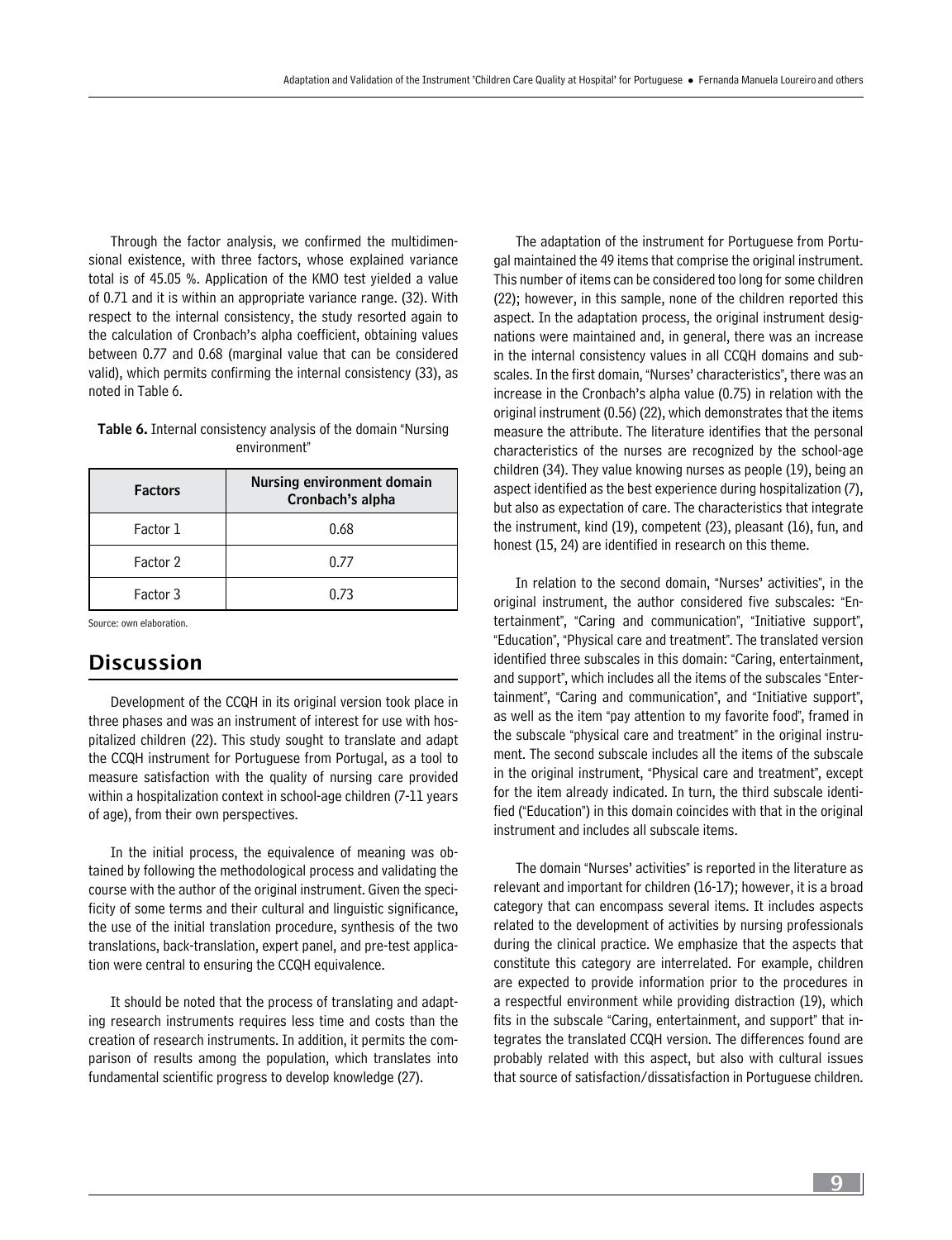Through the factor analysis, we confirmed the multidimensional existence, with three factors, whose explained variance total is of 45.05 %. Application of the KMO test yielded a value of 0.71 and it is within an appropriate variance range. (32). With respect to the internal consistency, the study resorted again to the calculation of Cronbach's alpha coefficient, obtaining values between 0.77 and 0.68 (marginal value that can be considered valid), which permits confirming the internal consistency (33), as noted in Table 6.

**Table 6.** Internal consistency analysis of the domain "Nursing environment"

| Factors | Nursing environment domain Cronbach's alpha |
|---|---|
| Factor 1 | 0.68 |
| Factor 2 | 0.77 |
| Factor 3 | 0.73 |

Source: own elaboration.

## Discussion

Development of the CCQH in its original version took place in three phases and was an instrument of interest for use with hospitalized children (22). This study sought to translate and adapt the CCQH instrument for Portuguese from Portugal, as a tool to measure satisfaction with the quality of nursing care provided within a hospitalization context in school-age children (7-11 years of age), from their own perspectives.

In the initial process, the equivalence of meaning was obtained by following the methodological process and validating the course with the author of the original instrument. Given the specificity of some terms and their cultural and linguistic significance, the use of the initial translation procedure, synthesis of the two translations, back-translation, expert panel, and pre-test application were central to ensuring the CCQH equivalence.

It should be noted that the process of translating and adapting research instruments requires less time and costs than the creation of research instruments. In addition, it permits the comparison of results among the population, which translates into fundamental scientific progress to develop knowledge (27).

The adaptation of the instrument for Portuguese from Portugal maintained the 49 items that comprise the original instrument. This number of items can be considered too long for some children (22); however, in this sample, none of the children reported this aspect. In the adaptation process, the original instrument designations were maintained and, in general, there was an increase in the internal consistency values in all CCQH domains and subscales. In the first domain, "Nurses' characteristics", there was an increase in the Cronbach's alpha value (0.75) in relation with the original instrument (0.56) (22), which demonstrates that the items measure the attribute. The literature identifies that the personal characteristics of the nurses are recognized by the school-age children (34). They value knowing nurses as people (19), being an aspect identified as the best experience during hospitalization (7), but also as expectation of care. The characteristics that integrate the instrument, kind (19), competent (23), pleasant (16), fun, and honest (15, 24) are identified in research on this theme.

In relation to the second domain, "Nurses' activities", in the original instrument, the author considered five subscales: "Entertainment", "Caring and communication", "Initiative support", "Education", "Physical care and treatment". The translated version identified three subscales in this domain: "Caring, entertainment, and support", which includes all the items of the subscales "Entertainment", "Caring and communication", and "Initiative support", as well as the item "pay attention to my favorite food", framed in the subscale "physical care and treatment" in the original instrument. The second subscale includes all the items of the subscale in the original instrument, "Physical care and treatment", except for the item already indicated. In turn, the third subscale identified ("Education") in this domain coincides with that in the original instrument and includes all subscale items.

The domain "Nurses' activities" is reported in the literature as relevant and important for children (16-17); however, it is a broad category that can encompass several items. It includes aspects related to the development of activities by nursing professionals during the clinical practice. We emphasize that the aspects that constitute this category are interrelated. For example, children are expected to provide information prior to the procedures in a respectful environment while providing distraction (19), which fits in the subscale "Caring, entertainment, and support" that integrates the translated CCQH version. The differences found are probably related with this aspect, but also with cultural issues that source of satisfaction/dissatisfaction in Portuguese children.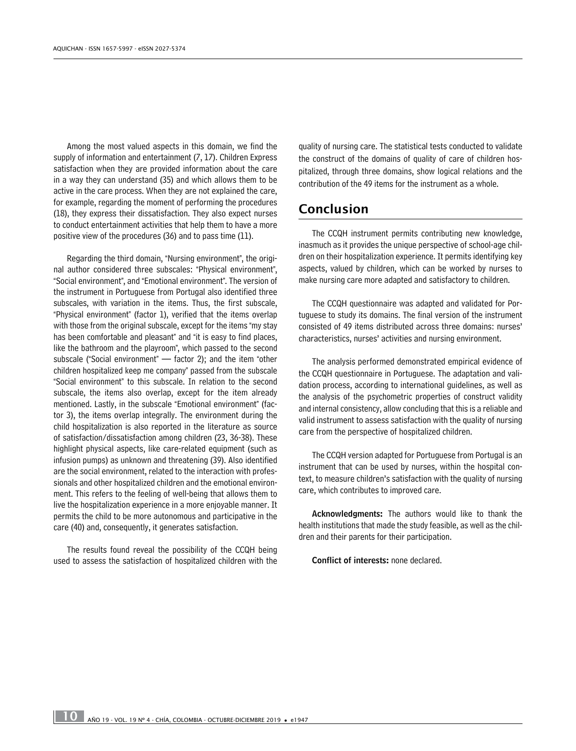Among the most valued aspects in this domain, we find the supply of information and entertainment (7, 17). Children Express satisfaction when they are provided information about the care in a way they can understand (35) and which allows them to be active in the care process. When they are not explained the care, for example, regarding the moment of performing the procedures (18), they express their dissatisfaction. They also expect nurses to conduct entertainment activities that help them to have a more positive view of the procedures (36) and to pass time (11).

Regarding the third domain, "Nursing environment", the original author considered three subscales: "Physical environment", "Social environment", and "Emotional environment". The version of the instrument in Portuguese from Portugal also identified three subscales, with variation in the items. Thus, the first subscale, "Physical environment" (factor 1), verified that the items overlap with those from the original subscale, except for the items "my stay has been comfortable and pleasant" and "it is easy to find places, like the bathroom and the playroom", which passed to the second subscale ("Social environment" — factor 2); and the item "other children hospitalized keep me company" passed from the subscale "Social environment" to this subscale. In relation to the second subscale, the items also overlap, except for the item already mentioned. Lastly, in the subscale "Emotional environment" (factor 3), the items overlap integrally. The environment during the child hospitalization is also reported in the literature as source of satisfaction/dissatisfaction among children (23, 36-38). These highlight physical aspects, like care-related equipment (such as infusion pumps) as unknown and threatening (39). Also identified are the social environment, related to the interaction with professionals and other hospitalized children and the emotional environment. This refers to the feeling of well-being that allows them to live the hospitalization experience in a more enjoyable manner. It permits the child to be more autonomous and participative in the care (40) and, consequently, it generates satisfaction.

The results found reveal the possibility of the CCQH being used to assess the satisfaction of hospitalized children with the quality of nursing care. The statistical tests conducted to validate the construct of the domains of quality of care of children hospitalized, through three domains, show logical relations and the contribution of the 49 items for the instrument as a whole.

## Conclusion

The CCQH instrument permits contributing new knowledge, inasmuch as it provides the unique perspective of school-age children on their hospitalization experience. It permits identifying key aspects, valued by children, which can be worked by nurses to make nursing care more adapted and satisfactory to children.

The CCQH questionnaire was adapted and validated for Portuguese to study its domains. The final version of the instrument consisted of 49 items distributed across three domains: nurses' characteristics, nurses' activities and nursing environment.

The analysis performed demonstrated empirical evidence of the CCQH questionnaire in Portuguese. The adaptation and validation process, according to international guidelines, as well as the analysis of the psychometric properties of construct validity and internal consistency, allow concluding that this is a reliable and valid instrument to assess satisfaction with the quality of nursing care from the perspective of hospitalized children.

The CCQH version adapted for Portuguese from Portugal is an instrument that can be used by nurses, within the hospital context, to measure children's satisfaction with the quality of nursing care, which contributes to improved care.

**Acknowledgments:** The authors would like to thank the health institutions that made the study feasible, as well as the children and their parents for their participation.

**Conflict of interests:** none declared.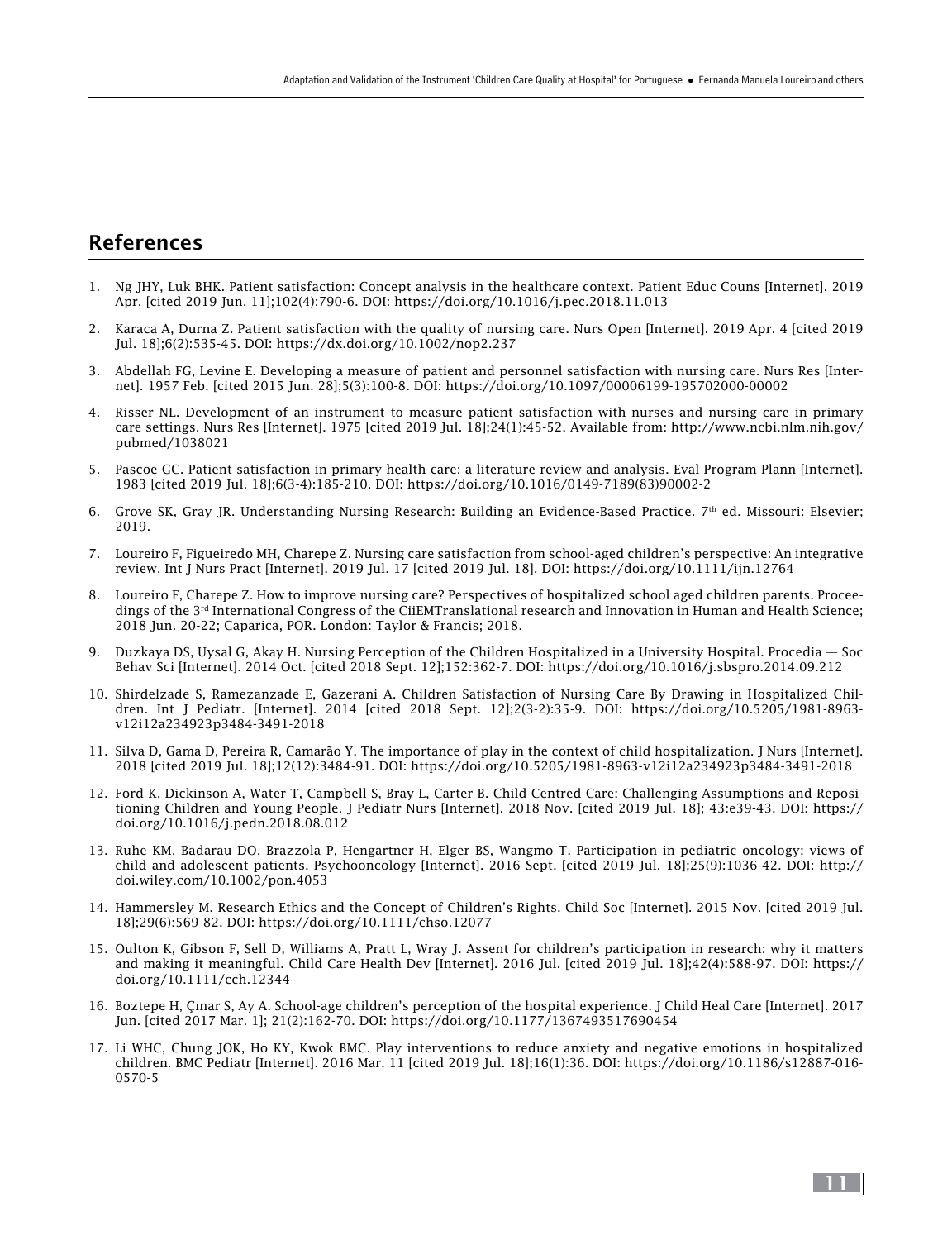## References

1. Ng JHY, Luk BHK. Patient satisfaction: Concept analysis in the healthcare context. Patient Educ Couns [Internet]. 2019 Apr. [cited 2019 Jun. 11];102(4):790-6. DOI: https://doi.org/10.1016/j.pec.2018.11.013

2. Karaca A, Durna Z. Patient satisfaction with the quality of nursing care. Nurs Open [Internet]. 2019 Apr. 4 [cited 2019 Jul. 18];6(2):535-45. DOI: https://dx.doi.org/10.1002/nop2.237

3. Abdellah FG, Levine E. Developing a measure of patient and personnel satisfaction with nursing care. Nurs Res [Internet]. 1957 Feb. [cited 2015 Jun. 28];5(3):100-8. DOI: https://doi.org/10.1097/00006199-195702000-00002

4. Risser NL. Development of an instrument to measure patient satisfaction with nurses and nursing care in primary care settings. Nurs Res [Internet]. 1975 [cited 2019 Jul. 18];24(1):45-52. Available from: http://www.ncbi.nlm.nih.gov/pubmed/1038021

5. Pascoe GC. Patient satisfaction in primary health care: a literature review and analysis. Eval Program Plann [Internet]. 1983 [cited 2019 Jul. 18];6(3-4):185-210. DOI: https://doi.org/10.1016/0149-7189(83)90002-2

6. Grove SK, Gray JR. Understanding Nursing Research: Building an Evidence-Based Practice. 7th ed. Missouri: Elsevier; 2019.

7. Loureiro F, Figueiredo MH, Charepe Z. Nursing care satisfaction from school-aged children's perspective: An integrative review. Int J Nurs Pract [Internet]. 2019 Jul. 17 [cited 2019 Jul. 18]. DOI: https://doi.org/10.1111/ijn.12764

8. Loureiro F, Charepe Z. How to improve nursing care? Perspectives of hospitalized school aged children parents. Proceedings of the 3rd International Congress of the CiiEMTranslational research and Innovation in Human and Health Science; 2018 Jun. 20-22; Caparica, POR. London: Taylor & Francis; 2018.

9. Duzkaya DS, Uysal G, Akay H. Nursing Perception of the Children Hospitalized in a University Hospital. Procedia — Soc Behav Sci [Internet]. 2014 Oct. [cited 2018 Sept. 12];152:362-7. DOI: https://doi.org/10.1016/j.sbspro.2014.09.212

10. Shirdelzade S, Ramezanzade E, Gazerani A. Children Satisfaction of Nursing Care By Drawing in Hospitalized Children. Int J Pediatr. [Internet]. 2014 [cited 2018 Sept. 12];2(3-2):35-9. DOI: https://doi.org/10.5205/1981-8963-v12i12a234923p3484-3491-2018

11. Silva D, Gama D, Pereira R, Camarão Y. The importance of play in the context of child hospitalization. J Nurs [Internet]. 2018 [cited 2019 Jul. 18];12(12):3484-91. DOI: https://doi.org/10.5205/1981-8963-v12i12a234923p3484-3491-2018

12. Ford K, Dickinson A, Water T, Campbell S, Bray L, Carter B. Child Centred Care: Challenging Assumptions and Repositioning Children and Young People. J Pediatr Nurs [Internet]. 2018 Nov. [cited 2019 Jul. 18]; 43:e39-43. DOI: https://doi.org/10.1016/j.pedn.2018.08.012

13. Ruhe KM, Badarau DO, Brazzola P, Hengartner H, Elger BS, Wangmo T. Participation in pediatric oncology: views of child and adolescent patients. Psychooncology [Internet]. 2016 Sept. [cited 2019 Jul. 18];25(9):1036-42. DOI: http://doi.wiley.com/10.1002/pon.4053

14. Hammersley M. Research Ethics and the Concept of Children's Rights. Child Soc [Internet]. 2015 Nov. [cited 2019 Jul. 18];29(6):569-82. DOI: https://doi.org/10.1111/chso.12077

15. Oulton K, Gibson F, Sell D, Williams A, Pratt L, Wray J. Assent for children's participation in research: why it matters and making it meaningful. Child Care Health Dev [Internet]. 2016 Jul. [cited 2019 Jul. 18];42(4):588-97. DOI: https://doi.org/10.1111/cch.12344

16. Boztepe H, Çınar S, Ay A. School-age children's perception of the hospital experience. J Child Heal Care [Internet]. 2017 Jun. [cited 2017 Mar. 1]; 21(2):162-70. DOI: https://doi.org/10.1177/1367493517690454

17. Li WHC, Chung JOK, Ho KY, Kwok BMC. Play interventions to reduce anxiety and negative emotions in hospitalized children. BMC Pediatr [Internet]. 2016 Mar. 11 [cited 2019 Jul. 18];16(1):36. DOI: https://doi.org/10.1186/s12887-016-0570-5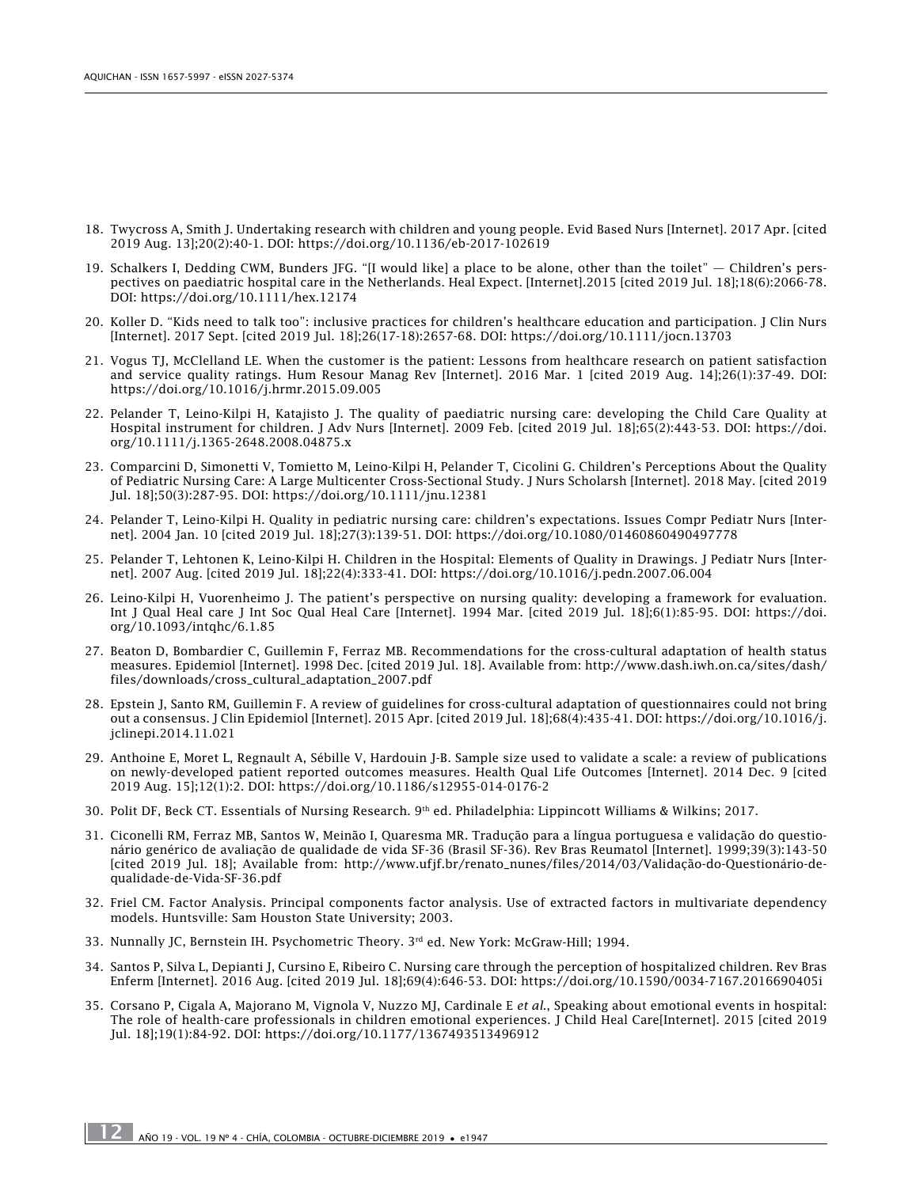18. Twycross A, Smith J. Undertaking research with children and young people. Evid Based Nurs [Internet]. 2017 Apr. [cited 2019 Aug. 13];20(2):40-1. DOI: https://doi.org/10.1136/eb-2017-102619

19. Schalkers I, Dedding CWM, Bunders JFG. "[I would like] a place to be alone, other than the toilet" — Children's perspectives on paediatric hospital care in the Netherlands. Heal Expect. [Internet].2015 [cited 2019 Jul. 18];18(6):2066-78. DOI: https://doi.org/10.1111/hex.12174

20. Koller D. "Kids need to talk too": inclusive practices for children's healthcare education and participation. J Clin Nurs [Internet]. 2017 Sept. [cited 2019 Jul. 18];26(17-18):2657-68. DOI: https://doi.org/10.1111/jocn.13703

21. Vogus TJ, McClelland LE. When the customer is the patient: Lessons from healthcare research on patient satisfaction and service quality ratings. Hum Resour Manag Rev [Internet]. 2016 Mar. 1 [cited 2019 Aug. 14];26(1):37-49. DOI: https://doi.org/10.1016/j.hrmr.2015.09.005

22. Pelander T, Leino-Kilpi H, Katajisto J. The quality of paediatric nursing care: developing the Child Care Quality at Hospital instrument for children. J Adv Nurs [Internet]. 2009 Feb. [cited 2019 Jul. 18];65(2):443-53. DOI: https://doi.org/10.1111/j.1365-2648.2008.04875.x

23. Comparcini D, Simonetti V, Tomietto M, Leino-Kilpi H, Pelander T, Cicolini G. Children's Perceptions About the Quality of Pediatric Nursing Care: A Large Multicenter Cross-Sectional Study. J Nurs Scholarsh [Internet]. 2018 May. [cited 2019 Jul. 18];50(3):287-95. DOI: https://doi.org/10.1111/jnu.12381

24. Pelander T, Leino-Kilpi H. Quality in pediatric nursing care: children's expectations. Issues Compr Pediatr Nurs [Internet]. 2004 Jan. 10 [cited 2019 Jul. 18];27(3):139-51. DOI: https://doi.org/10.1080/01460860490497778

25. Pelander T, Lehtonen K, Leino-Kilpi H. Children in the Hospital: Elements of Quality in Drawings. J Pediatr Nurs [Internet]. 2007 Aug. [cited 2019 Jul. 18];22(4):333-41. DOI: https://doi.org/10.1016/j.pedn.2007.06.004

26. Leino-Kilpi H, Vuorenheimo J. The patient's perspective on nursing quality: developing a framework for evaluation. Int J Qual Heal care J Int Soc Qual Heal Care [Internet]. 1994 Mar. [cited 2019 Jul. 18];6(1):85-95. DOI: https://doi.org/10.1093/intqhc/6.1.85

27. Beaton D, Bombardier C, Guillemin F, Ferraz MB. Recommendations for the cross-cultural adaptation of health status measures. Epidemiol [Internet]. 1998 Dec. [cited 2019 Jul. 18]. Available from: http://www.dash.iwh.on.ca/sites/dash/files/downloads/cross_cultural_adaptation_2007.pdf

28. Epstein J, Santo RM, Guillemin F. A review of guidelines for cross-cultural adaptation of questionnaires could not bring out a consensus. J Clin Epidemiol [Internet]. 2015 Apr. [cited 2019 Jul. 18];68(4):435-41. DOI: https://doi.org/10.1016/j.jclinepi.2014.11.021

29. Anthoine E, Moret L, Regnault A, Sébille V, Hardouin J-B. Sample size used to validate a scale: a review of publications on newly-developed patient reported outcomes measures. Health Qual Life Outcomes [Internet]. 2014 Dec. 9 [cited 2019 Aug. 15];12(1):2. DOI: https://doi.org/10.1186/s12955-014-0176-2

30. Polit DF, Beck CT. Essentials of Nursing Research. 9th ed. Philadelphia: Lippincott Williams & Wilkins; 2017.

31. Ciconelli RM, Ferraz MB, Santos W, Meinão I, Quaresma MR. Tradução para a língua portuguesa e validação do questionário genérico de avaliação de qualidade de vida SF-36 (Brasil SF-36). Rev Bras Reumatol [Internet]. 1999;39(3):143-50 [cited 2019 Jul. 18]; Available from: http://www.ufjf.br/renato_nunes/files/2014/03/Validação-do-Questionário-de-qualidade-de-Vida-SF-36.pdf

32. Friel CM. Factor Analysis. Principal components factor analysis. Use of extracted factors in multivariate dependency models. Huntsville: Sam Houston State University; 2003.

33. Nunnally JC, Bernstein IH. Psychometric Theory. 3rd ed. New York: McGraw-Hill; 1994.

34. Santos P, Silva L, Depianti J, Cursino E, Ribeiro C. Nursing care through the perception of hospitalized children. Rev Bras Enferm [Internet]. 2016 Aug. [cited 2019 Jul. 18];69(4):646-53. DOI: https://doi.org/10.1590/0034-7167.2016690405i

35. Corsano P, Cigala A, Majorano M, Vignola V, Nuzzo MJ, Cardinale E *et al.*, Speaking about emotional events in hospital: The role of health-care professionals in children emotional experiences. J Child Heal Care[Internet]. 2015 [cited 2019 Jul. 18];19(1):84-92. DOI: https://doi.org/10.1177/1367493513496912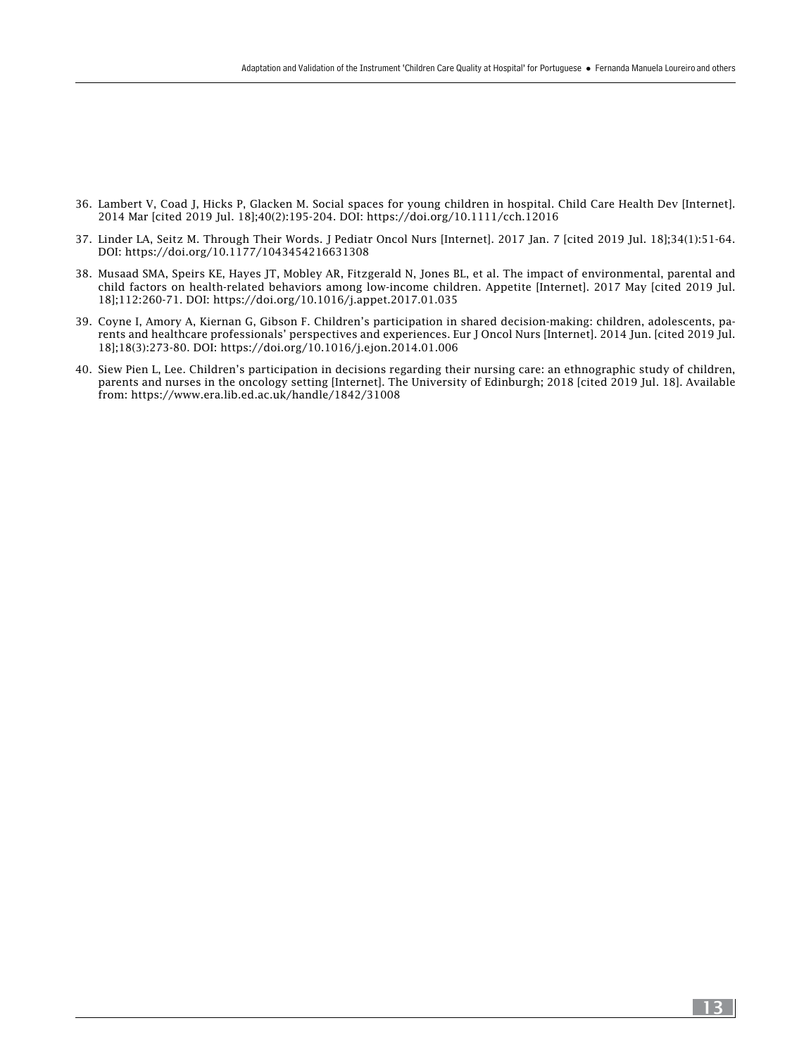36. Lambert V, Coad J, Hicks P, Glacken M. Social spaces for young children in hospital. Child Care Health Dev [Internet]. 2014 Mar [cited 2019 Jul. 18];40(2):195-204. DOI: https://doi.org/10.1111/cch.12016

37. Linder LA, Seitz M. Through Their Words. J Pediatr Oncol Nurs [Internet]. 2017 Jan. 7 [cited 2019 Jul. 18];34(1):51-64. DOI: https://doi.org/10.1177/1043454216631308

38. Musaad SMA, Speirs KE, Hayes JT, Mobley AR, Fitzgerald N, Jones BL, et al. The impact of environmental, parental and child factors on health-related behaviors among low-income children. Appetite [Internet]. 2017 May [cited 2019 Jul. 18];112:260-71. DOI: https://doi.org/10.1016/j.appet.2017.01.035

39. Coyne I, Amory A, Kiernan G, Gibson F. Children's participation in shared decision-making: children, adolescents, parents and healthcare professionals' perspectives and experiences. Eur J Oncol Nurs [Internet]. 2014 Jun. [cited 2019 Jul. 18];18(3):273-80. DOI: https://doi.org/10.1016/j.ejon.2014.01.006

40. Siew Pien L, Lee. Children's participation in decisions regarding their nursing care: an ethnographic study of children, parents and nurses in the oncology setting [Internet]. The University of Edinburgh; 2018 [cited 2019 Jul. 18]. Available from: https://www.era.lib.ed.ac.uk/handle/1842/31008